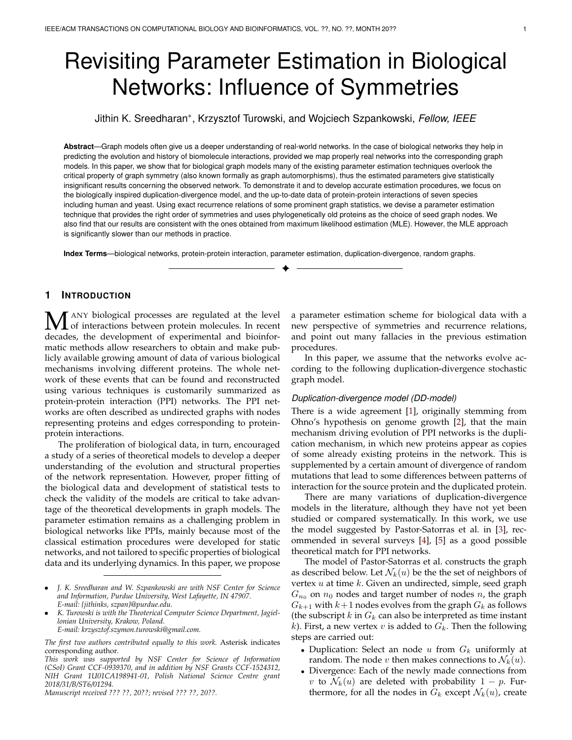# Revisiting Parameter Estimation in Biological Networks: Influence of Symmetries

Jithin K. Sreedharan*, Krzysztof Turowski, and Wojciech Szpankowski, *Fellow, IEEE*

**Abstract**—Graph models often give us a deeper understanding of real-world networks. In the case of biological networks they help in predicting the evolution and history of biomolecule interactions, provided we map properly real networks into the corresponding graph models. In this paper, we show that for biological graph models many of the existing parameter estimation techniques overlook the critical property of graph symmetry (also known formally as graph automorphisms), thus the estimated parameters give statistically insignificant results concerning the observed network. To demonstrate it and to develop accurate estimation procedures, we focus on the biologically inspired duplication-divergence model, and the up-to-date data of protein-protein interactions of seven species including human and yeast. Using exact recurrence relations of some prominent graph statistics, we devise a parameter estimation technique that provides the right order of symmetries and uses phylogenetically old proteins as the choice of seed graph nodes. We also find that our results are consistent with the ones obtained from maximum likelihood estimation (MLE). However, the MLE approach is significantly slower than our methods in practice.

**Index Terms**—biological networks, protein-protein interaction, parameter estimation, duplication-divergence, random graphs.

## 1 Introduction

Many biological processes are regulated at the level of interactions between protein molecules. In recent decades, the development of experimental and bioinformatic methods allow researchers to obtain and make publicly available growing amount of data of various biological mechanisms involving different proteins. The whole network of these events that can be found and reconstructed using various techniques is customarily summarized as protein-protein interaction (PPI) networks. The PPI networks are often described as undirected graphs with nodes representing proteins and edges corresponding to protein-protein interactions.

The proliferation of biological data, in turn, encouraged a study of a series of theoretical models to develop a deeper understanding of the evolution and structural properties of the network representation. However, proper fitting of the biological data and development of statistical tests to check the validity of the models are critical to take advantage of the theoretical developments in graph models. The parameter estimation remains as a challenging problem in biological networks like PPIs, mainly because most of the classical estimation procedures were developed for static networks, and not tailored to specific properties of biological data and its underlying dynamics. In this paper, we propose a parameter estimation scheme for biological data with a new perspective of symmetries and recurrence relations, and point out many fallacies in the previous estimation procedures.

In this paper, we assume that the networks evolve according to the following duplication-divergence stochastic graph model.

### Duplication-divergence model (DD-model)

There is a wide agreement [1], originally stemming from Ohno's hypothesis on genome growth [2], that the main mechanism driving evolution of PPI networks is the duplication mechanism, in which new proteins appear as copies of some already existing proteins in the network. This is supplemented by a certain amount of divergence of random mutations that lead to some differences between patterns of interaction for the source protein and the duplicated protein.

There are many variations of duplication-divergence models in the literature, although they have not yet been studied or compared systematically. In this work, we use the model suggested by Pastor-Satorras et al. in [3], recommended in several surveys [4], [5] as a good possible theoretical match for PPI networks.

The model of Pastor-Satorras et al. constructs the graph as described below. Let $\mathcal{N}_k(u)$ be the the set of neighbors of vertex $u$ at time $k$. Given an undirected, simple, seed graph $G_{n_0}$ on $n_0$ nodes and target number of nodes $n$, the graph $G_{k+1}$ with $k+1$ nodes evolves from the graph $G_k$ as follows (the subscript $k$ in $G_k$ can also be interpreted as time instant $k$). First, a new vertex $v$ is added to $G_k$. Then the following steps are carried out:

- Duplication: Select an node $u$ from $G_k$ uniformly at random. The node $v$ then makes connections to $\mathcal{N}_k(u)$.
- Divergence: Each of the newly made connections from $v$ to $\mathcal{N}_k(u)$ are deleted with probability $1-p$. Furthermore, for all the nodes in $G_k$ except $\mathcal{N}_k(u)$, create

---

- *J. K. Sreedharan and W. Szpankowski are with NSF Center for Science and Information, Purdue University, West Lafayette, IN 47907. E-mail: {jithinks, szpan}@purdue.edu.*
- *K. Turowski is with the Theoretical Computer Science Department, Jagiellonian University, Krakow, Poland. E-mail: krzysztof.szymon.turowski@gmail.com.*

*The first two authors contributed equally to this work.* Asterisk indicates corresponding author.

*This work was supported by NSF Center for Science of Information (CSoI) Grant CCF-0939370, and in addition by NSF Grants CCF-1524312, NIH Grant 1U01CA198941-01, Polish National Science Centre grant 2018/31/B/ST6/01294.*

*Manuscript received ??? ??, 20??; revised ??? ??, 20??.*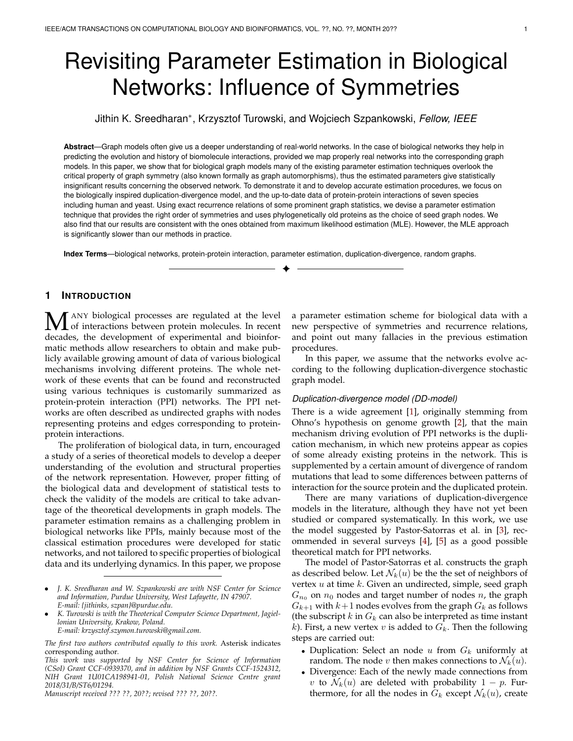# Revisiting Parameter Estimation in Biological Networks: Influence of Symmetries

Jithin K. Sreedharan*, Krzysztof Turowski, and Wojciech Szpankowski, *Fellow, IEEE*

**Abstract**—Graph models often give us a deeper understanding of real-world networks. In the case of biological networks they help in predicting the evolution and history of biomolecule interactions, provided we map properly real networks into the corresponding graph models. In this paper, we show that for biological graph models many of the existing parameter estimation techniques overlook the critical property of graph symmetry (also known formally as graph automorphisms), thus the estimated parameters give statistically insignificant results concerning the observed network. To demonstrate it and to develop accurate estimation procedures, we focus on the biologically inspired duplication-divergence model, and the up-to-date data of protein-protein interactions of seven species including human and yeast. Using exact recurrence relations of some prominent graph statistics, we devise a parameter estimation technique that provides the right order of symmetries and uses phylogenetically old proteins as the choice of seed graph nodes. We also find that our results are consistent with the ones obtained from maximum likelihood estimation (MLE). However, the MLE approach is significantly slower than our methods in practice.

**Index Terms**—biological networks, protein-protein interaction, parameter estimation, duplication-divergence, random graphs.

## 1 Introduction

Many biological processes are regulated at the level of interactions between protein molecules. In recent decades, the development of experimental and bioinformatic methods allow researchers to obtain and make publicly available growing amount of data of various biological mechanisms involving different proteins. The whole network of these events that can be found and reconstructed using various techniques is customarily summarized as protein-protein interaction (PPI) networks. The PPI networks are often described as undirected graphs with nodes representing proteins and edges corresponding to protein-protein interactions.

The proliferation of biological data, in turn, encouraged a study of a series of theoretical models to develop a deeper understanding of the evolution and structural properties of the network representation. However, proper fitting of the biological data and development of statistical tests to check the validity of the models are critical to take advantage of the theoretical developments in graph models. The parameter estimation remains as a challenging problem in biological networks like PPIs, mainly because most of the classical estimation procedures were developed for static networks, and not tailored to specific properties of biological data and its underlying dynamics. In this paper, we propose a parameter estimation scheme for biological data with a new perspective of symmetries and recurrence relations, and point out many fallacies in the previous estimation procedures.

In this paper, we assume that the networks evolve according to the following duplication-divergence stochastic graph model.

### Duplication-divergence model (DD-model)

There is a wide agreement [1], originally stemming from Ohno's hypothesis on genome growth [2], that the main mechanism driving evolution of PPI networks is the duplication mechanism, in which new proteins appear as copies of some already existing proteins in the network. This is supplemented by a certain amount of divergence of random mutations that lead to some differences between patterns of interaction for the source protein and the duplicated protein.

There are many variations of duplication-divergence models in the literature, although they have not yet been studied or compared systematically. In this work, we use the model suggested by Pastor-Satorras et al. in [3], recommended in several surveys [4], [5] as a good possible theoretical match for PPI networks.

The model of Pastor-Satorras et al. constructs the graph as described below. Let $\mathcal{N}_k(u)$ be the the set of neighbors of vertex $u$ at time $k$. Given an undirected, simple, seed graph $G_{n_0}$ on $n_0$ nodes and target number of nodes $n$, the graph $G_{k+1}$ with $k+1$ nodes evolves from the graph $G_k$ as follows (the subscript $k$ in $G_k$ can also be interpreted as time instant $k$). First, a new vertex $v$ is added to $G_k$. Then the following steps are carried out:

- Duplication: Select an node $u$ from $G_k$ uniformly at random. The node $v$ then makes connections to $\mathcal{N}_k(u)$.
- Divergence: Each of the newly made connections from $v$ to $\mathcal{N}_k(u)$ are deleted with probability $1-p$. Furthermore, for all the nodes in $G_k$ except $\mathcal{N}_k(u)$, create

---

- *J. K. Sreedharan and W. Szpankowski are with NSF Center for Science and Information, Purdue University, West Lafayette, IN 47907. E-mail: {jithinks, szpan}@purdue.edu.*
- *K. Turowski is with the Theoretical Computer Science Department, Jagiellonian University, Krakow, Poland. E-mail: krzysztof.szymon.turowski@gmail.com.*

*The first two authors contributed equally to this work.* Asterisk indicates corresponding author.

*This work was supported by NSF Center for Science of Information (CSoI) Grant CCF-0939370, and in addition by NSF Grants CCF-1524312, NIH Grant 1U01CA198941-01, Polish National Science Centre grant 2018/31/B/ST6/01294.*

*Manuscript received ??? ??, 20??; revised ??? ??, 20??.*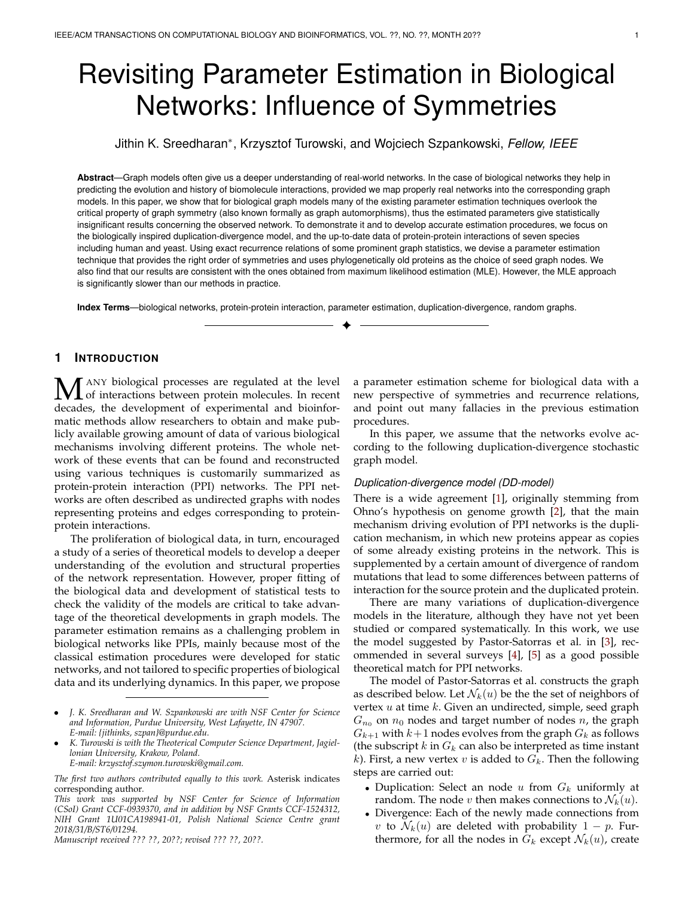# Revisiting Parameter Estimation in Biological Networks: Influence of Symmetries

Jithin K. Sreedharan*, Krzysztof Turowski, and Wojciech Szpankowski, *Fellow, IEEE*

**Abstract**—Graph models often give us a deeper understanding of real-world networks. In the case of biological networks they help in predicting the evolution and history of biomolecule interactions, provided we map properly real networks into the corresponding graph models. In this paper, we show that for biological graph models many of the existing parameter estimation techniques overlook the critical property of graph symmetry (also known formally as graph automorphisms), thus the estimated parameters give statistically insignificant results concerning the observed network. To demonstrate it and to develop accurate estimation procedures, we focus on the biologically inspired duplication-divergence model, and the up-to-date data of protein-protein interactions of seven species including human and yeast. Using exact recurrence relations of some prominent graph statistics, we devise a parameter estimation technique that provides the right order of symmetries and uses phylogenetically old proteins as the choice of seed graph nodes. We also find that our results are consistent with the ones obtained from maximum likelihood estimation (MLE). However, the MLE approach is significantly slower than our methods in practice.

**Index Terms**—biological networks, protein-protein interaction, parameter estimation, duplication-divergence, random graphs.

## 1 Introduction

Many biological processes are regulated at the level of interactions between protein molecules. In recent decades, the development of experimental and bioinformatic methods allow researchers to obtain and make publicly available growing amount of data of various biological mechanisms involving different proteins. The whole network of these events that can be found and reconstructed using various techniques is customarily summarized as protein-protein interaction (PPI) networks. The PPI networks are often described as undirected graphs with nodes representing proteins and edges corresponding to protein-protein interactions.

The proliferation of biological data, in turn, encouraged a study of a series of theoretical models to develop a deeper understanding of the evolution and structural properties of the network representation. However, proper fitting of the biological data and development of statistical tests to check the validity of the models are critical to take advantage of the theoretical developments in graph models. The parameter estimation remains as a challenging problem in biological networks like PPIs, mainly because most of the classical estimation procedures were developed for static networks, and not tailored to specific properties of biological data and its underlying dynamics. In this paper, we propose a parameter estimation scheme for biological data with a new perspective of symmetries and recurrence relations, and point out many fallacies in the previous estimation procedures.

In this paper, we assume that the networks evolve according to the following duplication-divergence stochastic graph model.

### Duplication-divergence model (DD-model)

There is a wide agreement [1], originally stemming from Ohno's hypothesis on genome growth [2], that the main mechanism driving evolution of PPI networks is the duplication mechanism, in which new proteins appear as copies of some already existing proteins in the network. This is supplemented by a certain amount of divergence of random mutations that lead to some differences between patterns of interaction for the source protein and the duplicated protein.

There are many variations of duplication-divergence models in the literature, although they have not yet been studied or compared systematically. In this work, we use the model suggested by Pastor-Satorras et al. in [3], recommended in several surveys [4], [5] as a good possible theoretical match for PPI networks.

The model of Pastor-Satorras et al. constructs the graph as described below. Let $\mathcal{N}_k(u)$ be the the set of neighbors of vertex $u$ at time $k$. Given an undirected, simple, seed graph $G_{n_0}$ on $n_0$ nodes and target number of nodes $n$, the graph $G_{k+1}$ with $k+1$ nodes evolves from the graph $G_k$ as follows (the subscript $k$ in $G_k$ can also be interpreted as time instant $k$). First, a new vertex $v$ is added to $G_k$. Then the following steps are carried out:

- Duplication: Select an node $u$ from $G_k$ uniformly at random. The node $v$ then makes connections to $\mathcal{N}_k(u)$.
- Divergence: Each of the newly made connections from $v$ to $\mathcal{N}_k(u)$ are deleted with probability $1-p$. Furthermore, for all the nodes in $G_k$ except $\mathcal{N}_k(u)$, create

---

- *J. K. Sreedharan and W. Szpankowski are with NSF Center for Science and Information, Purdue University, West Lafayette, IN 47907. E-mail: {jithinks, szpan}@purdue.edu.*
- *K. Turowski is with the Theoretical Computer Science Department, Jagiellonian University, Krakow, Poland. E-mail: krzysztof.szymon.turowski@gmail.com.*

*The first two authors contributed equally to this work.* Asterisk indicates corresponding author.

*This work was supported by NSF Center for Science of Information (CSoI) Grant CCF-0939370, and in addition by NSF Grants CCF-1524312, NIH Grant 1U01CA198941-01, Polish National Science Centre grant 2018/31/B/ST6/01294.*

*Manuscript received ??? ??, 20??; revised ??? ??, 20??.*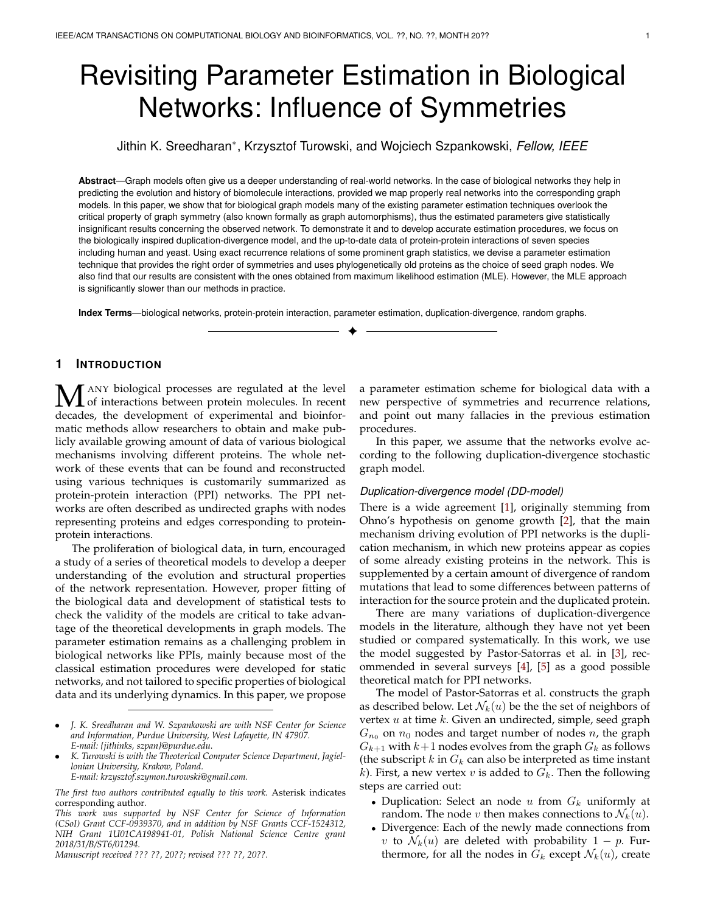# Revisiting Parameter Estimation in Biological Networks: Influence of Symmetries

Jithin K. Sreedharan*, Krzysztof Turowski, and Wojciech Szpankowski, *Fellow, IEEE*

**Abstract**—Graph models often give us a deeper understanding of real-world networks. In the case of biological networks they help in predicting the evolution and history of biomolecule interactions, provided we map properly real networks into the corresponding graph models. In this paper, we show that for biological graph models many of the existing parameter estimation techniques overlook the critical property of graph symmetry (also known formally as graph automorphisms), thus the estimated parameters give statistically insignificant results concerning the observed network. To demonstrate it and to develop accurate estimation procedures, we focus on the biologically inspired duplication-divergence model, and the up-to-date data of protein-protein interactions of seven species including human and yeast. Using exact recurrence relations of some prominent graph statistics, we devise a parameter estimation technique that provides the right order of symmetries and uses phylogenetically old proteins as the choice of seed graph nodes. We also find that our results are consistent with the ones obtained from maximum likelihood estimation (MLE). However, the MLE approach is significantly slower than our methods in practice.

**Index Terms**—biological networks, protein-protein interaction, parameter estimation, duplication-divergence, random graphs.

## 1 Introduction

Many biological processes are regulated at the level of interactions between protein molecules. In recent decades, the development of experimental and bioinformatic methods allow researchers to obtain and make publicly available growing amount of data of various biological mechanisms involving different proteins. The whole network of these events that can be found and reconstructed using various techniques is customarily summarized as protein-protein interaction (PPI) networks. The PPI networks are often described as undirected graphs with nodes representing proteins and edges corresponding to protein-protein interactions.

The proliferation of biological data, in turn, encouraged a study of a series of theoretical models to develop a deeper understanding of the evolution and structural properties of the network representation. However, proper fitting of the biological data and development of statistical tests to check the validity of the models are critical to take advantage of the theoretical developments in graph models. The parameter estimation remains as a challenging problem in biological networks like PPIs, mainly because most of the classical estimation procedures were developed for static networks, and not tailored to specific properties of biological data and its underlying dynamics. In this paper, we propose a parameter estimation scheme for biological data with a new perspective of symmetries and recurrence relations, and point out many fallacies in the previous estimation procedures.

In this paper, we assume that the networks evolve according to the following duplication-divergence stochastic graph model.

### Duplication-divergence model (DD-model)

There is a wide agreement [1], originally stemming from Ohno's hypothesis on genome growth [2], that the main mechanism driving evolution of PPI networks is the duplication mechanism, in which new proteins appear as copies of some already existing proteins in the network. This is supplemented by a certain amount of divergence of random mutations that lead to some differences between patterns of interaction for the source protein and the duplicated protein.

There are many variations of duplication-divergence models in the literature, although they have not yet been studied or compared systematically. In this work, we use the model suggested by Pastor-Satorras et al. in [3], recommended in several surveys [4], [5] as a good possible theoretical match for PPI networks.

The model of Pastor-Satorras et al. constructs the graph as described below. Let $\mathcal{N}_k(u)$ be the the set of neighbors of vertex $u$ at time $k$. Given an undirected, simple, seed graph $G_{n_0}$ on $n_0$ nodes and target number of nodes $n$, the graph $G_{k+1}$ with $k+1$ nodes evolves from the graph $G_k$ as follows (the subscript $k$ in $G_k$ can also be interpreted as time instant $k$). First, a new vertex $v$ is added to $G_k$. Then the following steps are carried out:

- Duplication: Select an node $u$ from $G_k$ uniformly at random. The node $v$ then makes connections to $\mathcal{N}_k(u)$.
- Divergence: Each of the newly made connections from $v$ to $\mathcal{N}_k(u)$ are deleted with probability $1-p$. Furthermore, for all the nodes in $G_k$ except $\mathcal{N}_k(u)$, create

---

- *J. K. Sreedharan and W. Szpankowski are with NSF Center for Science and Information, Purdue University, West Lafayette, IN 47907. E-mail: {jithinks, szpan}@purdue.edu.*
- *K. Turowski is with the Theoretical Computer Science Department, Jagiellonian University, Krakow, Poland. E-mail: krzysztof.szymon.turowski@gmail.com.*

*The first two authors contributed equally to this work.* Asterisk indicates corresponding author.
*This work was supported by NSF Center for Science of Information (CSoI) Grant CCF-0939370, and in addition by NSF Grants CCF-1524312, NIH Grant 1U01CA198941-01, Polish National Science Centre grant 2018/31/B/ST6/01294.*
*Manuscript received ??? ??, 20??; revised ??? ??, 20??.*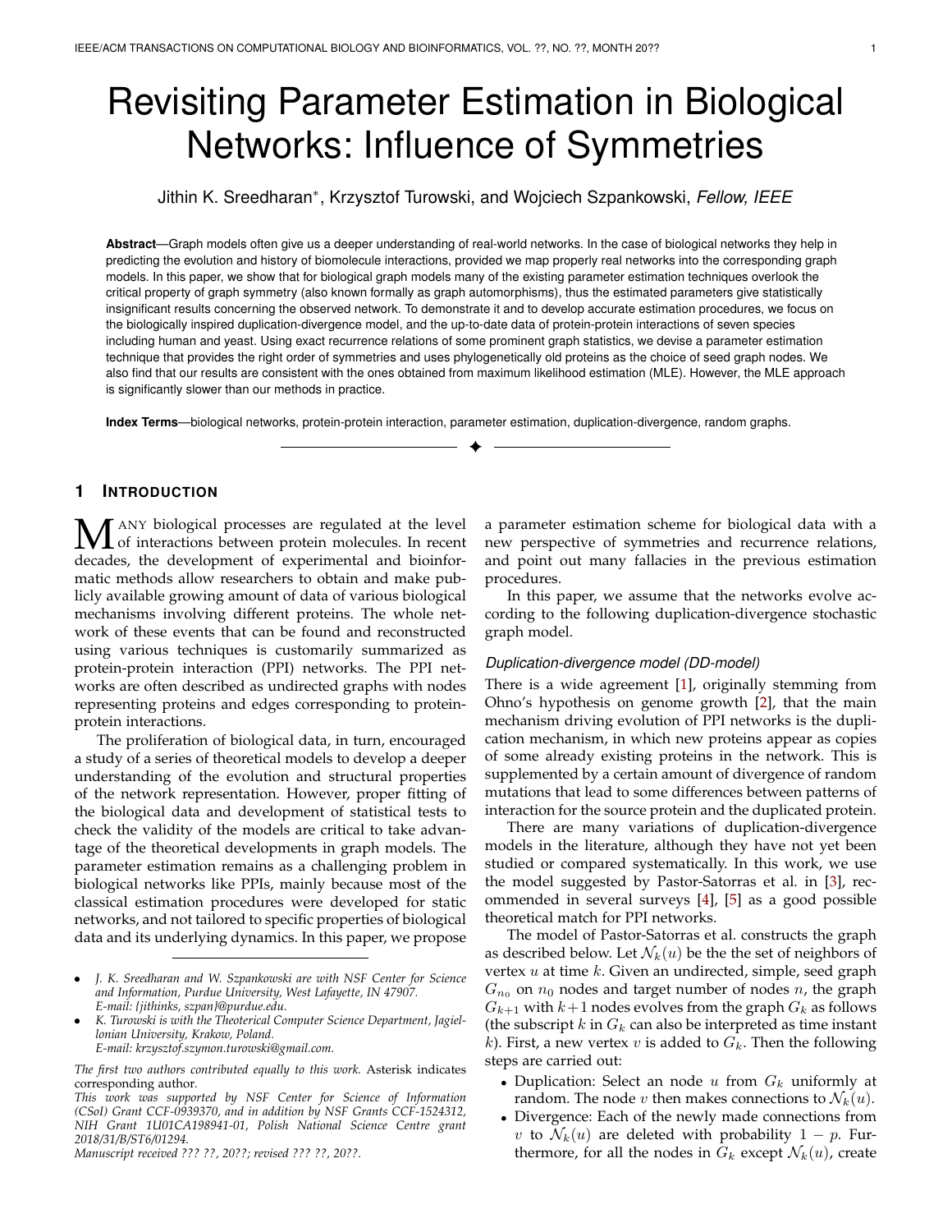# Revisiting Parameter Estimation in Biological Networks: Influence of Symmetries

Jithin K. Sreedharan*, Krzysztof Turowski, and Wojciech Szpankowski, *Fellow, IEEE*

**Abstract**—Graph models often give us a deeper understanding of real-world networks. In the case of biological networks they help in predicting the evolution and history of biomolecule interactions, provided we map properly real networks into the corresponding graph models. In this paper, we show that for biological graph models many of the existing parameter estimation techniques overlook the critical property of graph symmetry (also known formally as graph automorphisms), thus the estimated parameters give statistically insignificant results concerning the observed network. To demonstrate it and to develop accurate estimation procedures, we focus on the biologically inspired duplication-divergence model, and the up-to-date data of protein-protein interactions of seven species including human and yeast. Using exact recurrence relations of some prominent graph statistics, we devise a parameter estimation technique that provides the right order of symmetries and uses phylogenetically old proteins as the choice of seed graph nodes. We also find that our results are consistent with the ones obtained from maximum likelihood estimation (MLE). However, the MLE approach is significantly slower than our methods in practice.

**Index Terms**—biological networks, protein-protein interaction, parameter estimation, duplication-divergence, random graphs.

## 1 Introduction

Many biological processes are regulated at the level of interactions between protein molecules. In recent decades, the development of experimental and bioinformatic methods allow researchers to obtain and make publicly available growing amount of data of various biological mechanisms involving different proteins. The whole network of these events that can be found and reconstructed using various techniques is customarily summarized as protein-protein interaction (PPI) networks. The PPI networks are often described as undirected graphs with nodes representing proteins and edges corresponding to protein-protein interactions.

The proliferation of biological data, in turn, encouraged a study of a series of theoretical models to develop a deeper understanding of the evolution and structural properties of the network representation. However, proper fitting of the biological data and development of statistical tests to check the validity of the models are critical to take advantage of the theoretical developments in graph models. The parameter estimation remains as a challenging problem in biological networks like PPIs, mainly because most of the classical estimation procedures were developed for static networks, and not tailored to specific properties of biological data and its underlying dynamics. In this paper, we propose a parameter estimation scheme for biological data with a new perspective of symmetries and recurrence relations, and point out many fallacies in the previous estimation procedures.

In this paper, we assume that the networks evolve according to the following duplication-divergence stochastic graph model.

### *Duplication-divergence model (DD-model)*

There is a wide agreement [1], originally stemming from Ohno's hypothesis on genome growth [2], that the main mechanism driving evolution of PPI networks is the duplication mechanism, in which new proteins appear as copies of some already existing proteins in the network. This is supplemented by a certain amount of divergence of random mutations that lead to some differences between patterns of interaction for the source protein and the duplicated protein.

There are many variations of duplication-divergence models in the literature, although they have not yet been studied or compared systematically. In this work, we use the model suggested by Pastor-Satorras et al. in [3], recommended in several surveys [4], [5] as a good possible theoretical match for PPI networks.

The model of Pastor-Satorras et al. constructs the graph as described below. Let $\mathcal{N}_k(u)$ be the the set of neighbors of vertex $u$ at time $k$. Given an undirected, simple, seed graph $G_{n_0}$ on $n_0$ nodes and target number of nodes $n$, the graph $G_{k+1}$ with $k+1$ nodes evolves from the graph $G_k$ as follows (the subscript $k$ in $G_k$ can also be interpreted as time instant $k$). First, a new vertex $v$ is added to $G_k$. Then the following steps are carried out:

- Duplication: Select an node $u$ from $G_k$ uniformly at random. The node $v$ then makes connections to $\mathcal{N}_k(u)$.
- Divergence: Each of the newly made connections from $v$ to $\mathcal{N}_k(u)$ are deleted with probability $1-p$. Furthermore, for all the nodes in $G_k$ except $\mathcal{N}_k(u)$, create

---

- *J. K. Sreedharan and W. Szpankowski are with NSF Center for Science and Information, Purdue University, West Lafayette, IN 47907. E-mail: {jithinks, szpan}@purdue.edu.*
- *K. Turowski is with the Theoretical Computer Science Department, Jagiellonian University, Krakow, Poland. E-mail: krzysztof.szymon.turowski@gmail.com.*

*The first two authors contributed equally to this work.* Asterisk indicates corresponding author.

*This work was supported by NSF Center for Science of Information (CSoI) Grant CCF-0939370, and in addition by NSF Grants CCF-1524312, NIH Grant 1U01CA198941-01, Polish National Science Centre grant 2018/31/B/ST6/01294.*

*Manuscript received ??? ??, 20??; revised ??? ??, 20??.*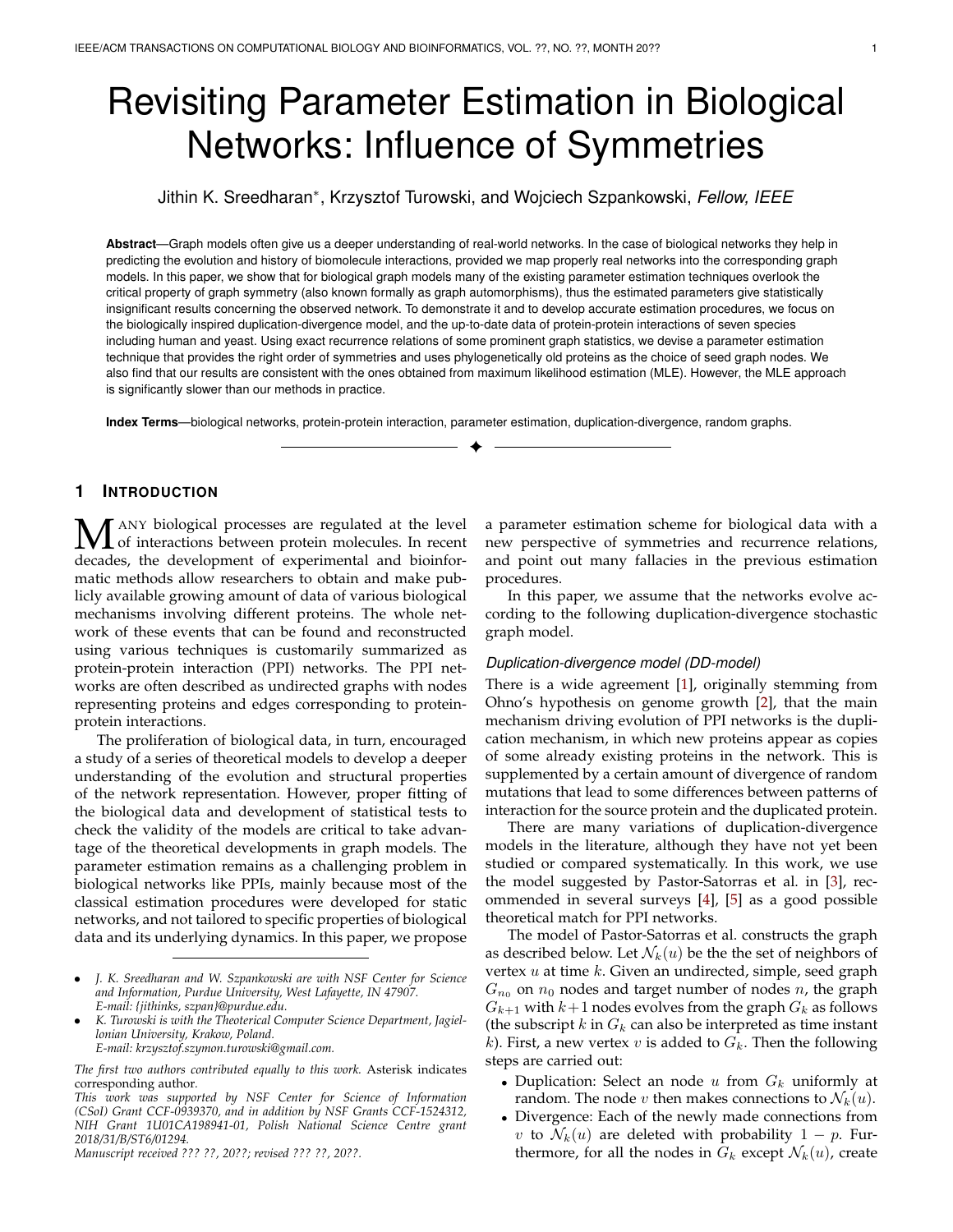# Revisiting Parameter Estimation in Biological Networks: Influence of Symmetries

Jithin K. Sreedharan*, Krzysztof Turowski, and Wojciech Szpankowski, *Fellow, IEEE*

**Abstract**—Graph models often give us a deeper understanding of real-world networks. In the case of biological networks they help in predicting the evolution and history of biomolecule interactions, provided we map properly real networks into the corresponding graph models. In this paper, we show that for biological graph models many of the existing parameter estimation techniques overlook the critical property of graph symmetry (also known formally as graph automorphisms), thus the estimated parameters give statistically insignificant results concerning the observed network. To demonstrate it and to develop accurate estimation procedures, we focus on the biologically inspired duplication-divergence model, and the up-to-date data of protein-protein interactions of seven species including human and yeast. Using exact recurrence relations of some prominent graph statistics, we devise a parameter estimation technique that provides the right order of symmetries and uses phylogenetically old proteins as the choice of seed graph nodes. We also find that our results are consistent with the ones obtained from maximum likelihood estimation (MLE). However, the MLE approach is significantly slower than our methods in practice.

**Index Terms**—biological networks, protein-protein interaction, parameter estimation, duplication-divergence, random graphs.

## 1 Introduction

Many biological processes are regulated at the level of interactions between protein molecules. In recent decades, the development of experimental and bioinformatic methods allow researchers to obtain and make publicly available growing amount of data of various biological mechanisms involving different proteins. The whole network of these events that can be found and reconstructed using various techniques is customarily summarized as protein-protein interaction (PPI) networks. The PPI networks are often described as undirected graphs with nodes representing proteins and edges corresponding to protein-protein interactions.

The proliferation of biological data, in turn, encouraged a study of a series of theoretical models to develop a deeper understanding of the evolution and structural properties of the network representation. However, proper fitting of the biological data and development of statistical tests to check the validity of the models are critical to take advantage of the theoretical developments in graph models. The parameter estimation remains as a challenging problem in biological networks like PPIs, mainly because most of the classical estimation procedures were developed for static networks, and not tailored to specific properties of biological data and its underlying dynamics. In this paper, we propose a parameter estimation scheme for biological data with a new perspective of symmetries and recurrence relations, and point out many fallacies in the previous estimation procedures.

In this paper, we assume that the networks evolve according to the following duplication-divergence stochastic graph model.

### Duplication-divergence model (DD-model)

There is a wide agreement [1], originally stemming from Ohno's hypothesis on genome growth [2], that the main mechanism driving evolution of PPI networks is the duplication mechanism, in which new proteins appear as copies of some already existing proteins in the network. This is supplemented by a certain amount of divergence of random mutations that lead to some differences between patterns of interaction for the source protein and the duplicated protein.

There are many variations of duplication-divergence models in the literature, although they have not yet been studied or compared systematically. In this work, we use the model suggested by Pastor-Satorras et al. in [3], recommended in several surveys [4], [5] as a good possible theoretical match for PPI networks.

The model of Pastor-Satorras et al. constructs the graph as described below. Let $\mathcal{N}_k(u)$ be the the set of neighbors of vertex $u$ at time $k$. Given an undirected, simple, seed graph $G_{n_0}$ on $n_0$ nodes and target number of nodes $n$, the graph $G_{k+1}$ with $k+1$ nodes evolves from the graph $G_k$ as follows (the subscript $k$ in $G_k$ can also be interpreted as time instant $k$). First, a new vertex $v$ is added to $G_k$. Then the following steps are carried out:

- Duplication: Select an node $u$ from $G_k$ uniformly at random. The node $v$ then makes connections to $\mathcal{N}_k(u)$.
- Divergence: Each of the newly made connections from $v$ to $\mathcal{N}_k(u)$ are deleted with probability $1-p$. Furthermore, for all the nodes in $G_k$ except $\mathcal{N}_k(u)$, create

---

- *J. K. Sreedharan and W. Szpankowski are with NSF Center for Science and Information, Purdue University, West Lafayette, IN 47907. E-mail: {jithinks, szpan}@purdue.edu.*
- *K. Turowski is with the Theoretical Computer Science Department, Jagiellonian University, Krakow, Poland. E-mail: krzysztof.szymon.turowski@gmail.com.*

*The first two authors contributed equally to this work.* Asterisk indicates corresponding author.

*This work was supported by NSF Center for Science of Information (CSoI) Grant CCF-0939370, and in addition by NSF Grants CCF-1524312, NIH Grant 1U01CA198941-01, Polish National Science Centre grant 2018/31/B/ST6/01294.*

*Manuscript received ??? ??, 20??; revised ??? ??, 20??.*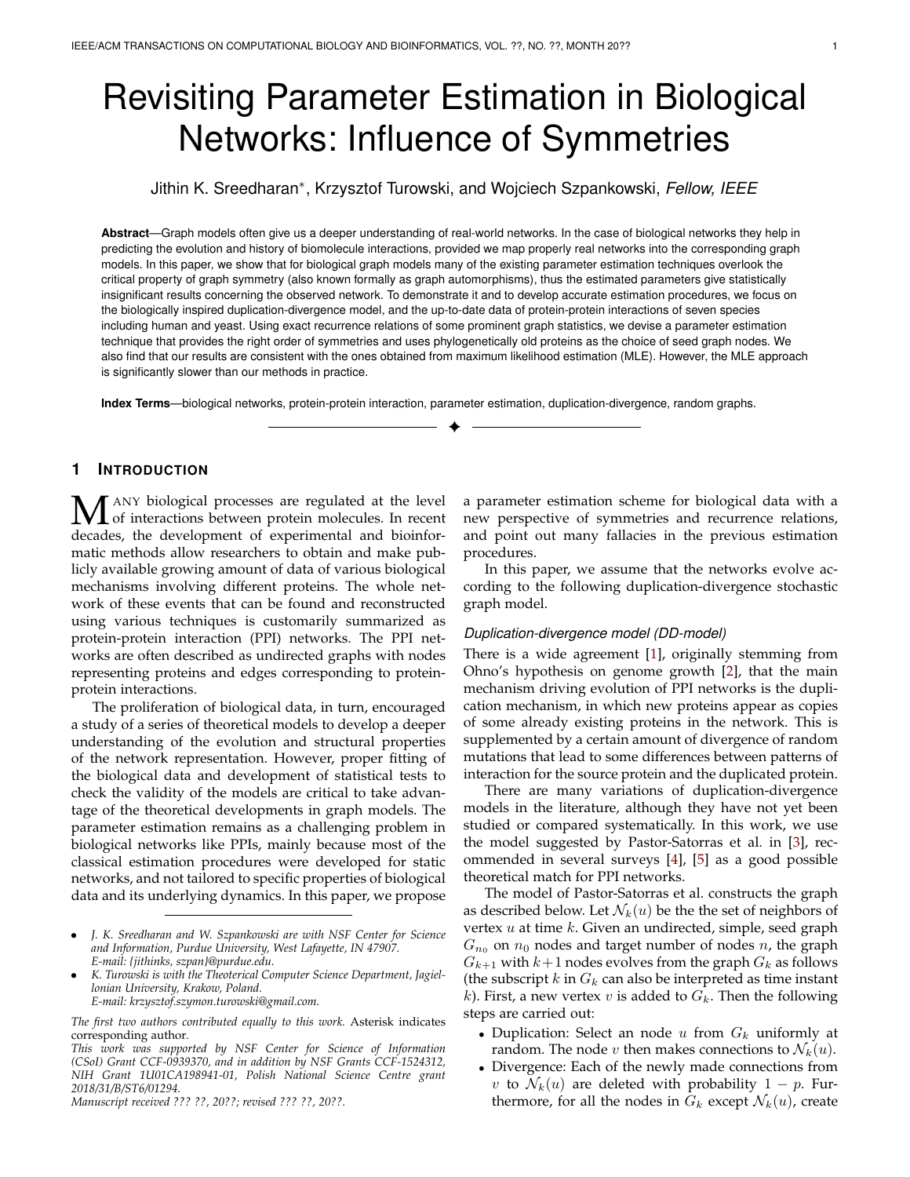# Revisiting Parameter Estimation in Biological Networks: Influence of Symmetries

Jithin K. Sreedharan*, Krzysztof Turowski, and Wojciech Szpankowski, *Fellow, IEEE*

**Abstract**—Graph models often give us a deeper understanding of real-world networks. In the case of biological networks they help in predicting the evolution and history of biomolecule interactions, provided we map properly real networks into the corresponding graph models. In this paper, we show that for biological graph models many of the existing parameter estimation techniques overlook the critical property of graph symmetry (also known formally as graph automorphisms), thus the estimated parameters give statistically insignificant results concerning the observed network. To demonstrate it and to develop accurate estimation procedures, we focus on the biologically inspired duplication-divergence model, and the up-to-date data of protein-protein interactions of seven species including human and yeast. Using exact recurrence relations of some prominent graph statistics, we devise a parameter estimation technique that provides the right order of symmetries and uses phylogenetically old proteins as the choice of seed graph nodes. We also find that our results are consistent with the ones obtained from maximum likelihood estimation (MLE). However, the MLE approach is significantly slower than our methods in practice.

**Index Terms**—biological networks, protein-protein interaction, parameter estimation, duplication-divergence, random graphs.

## 1 Introduction

Many biological processes are regulated at the level of interactions between protein molecules. In recent decades, the development of experimental and bioinformatic methods allow researchers to obtain and make publicly available growing amount of data of various biological mechanisms involving different proteins. The whole network of these events that can be found and reconstructed using various techniques is customarily summarized as protein-protein interaction (PPI) networks. The PPI networks are often described as undirected graphs with nodes representing proteins and edges corresponding to protein-protein interactions.

The proliferation of biological data, in turn, encouraged a study of a series of theoretical models to develop a deeper understanding of the evolution and structural properties of the network representation. However, proper fitting of the biological data and development of statistical tests to check the validity of the models are critical to take advantage of the theoretical developments in graph models. The parameter estimation remains as a challenging problem in biological networks like PPIs, mainly because most of the classical estimation procedures were developed for static networks, and not tailored to specific properties of biological data and its underlying dynamics. In this paper, we propose a parameter estimation scheme for biological data with a new perspective of symmetries and recurrence relations, and point out many fallacies in the previous estimation procedures.

In this paper, we assume that the networks evolve according to the following duplication-divergence stochastic graph model.

### Duplication-divergence model (DD-model)

There is a wide agreement [1], originally stemming from Ohno's hypothesis on genome growth [2], that the main mechanism driving evolution of PPI networks is the duplication mechanism, in which new proteins appear as copies of some already existing proteins in the network. This is supplemented by a certain amount of divergence of random mutations that lead to some differences between patterns of interaction for the source protein and the duplicated protein.

There are many variations of duplication-divergence models in the literature, although they have not yet been studied or compared systematically. In this work, we use the model suggested by Pastor-Satorras et al. in [3], recommended in several surveys [4], [5] as a good possible theoretical match for PPI networks.

The model of Pastor-Satorras et al. constructs the graph as described below. Let $\mathcal{N}_k(u)$ be the the set of neighbors of vertex $u$ at time $k$. Given an undirected, simple, seed graph $G_{n_0}$ on $n_0$ nodes and target number of nodes $n$, the graph $G_{k+1}$ with $k+1$ nodes evolves from the graph $G_k$ as follows (the subscript $k$ in $G_k$ can also be interpreted as time instant $k$). First, a new vertex $v$ is added to $G_k$. Then the following steps are carried out:

- Duplication: Select an node $u$ from $G_k$ uniformly at random. The node $v$ then makes connections to $\mathcal{N}_k(u)$.
- Divergence: Each of the newly made connections from $v$ to $\mathcal{N}_k(u)$ are deleted with probability $1-p$. Furthermore, for all the nodes in $G_k$ except $\mathcal{N}_k(u)$, create

---

- J. K. Sreedharan and W. Szpankowski are with NSF Center for Science and Information, Purdue University, West Lafayette, IN 47907. E-mail: {jithinks, szpan}@purdue.edu.
- K. Turowski is with the Theoretical Computer Science Department, Jagiellonian University, Krakow, Poland. E-mail: krzysztof.szymon.turowski@gmail.com.

*The first two authors contributed equally to this work.* Asterisk indicates corresponding author.

*This work was supported by NSF Center for Science of Information (CSoI) Grant CCF-0939370, and in addition by NSF Grants CCF-1524312, NIH Grant 1U01CA198941-01, Polish National Science Centre grant 2018/31/B/ST6/01294.*

*Manuscript received ??? ??, 20??; revised ??? ??, 20??.*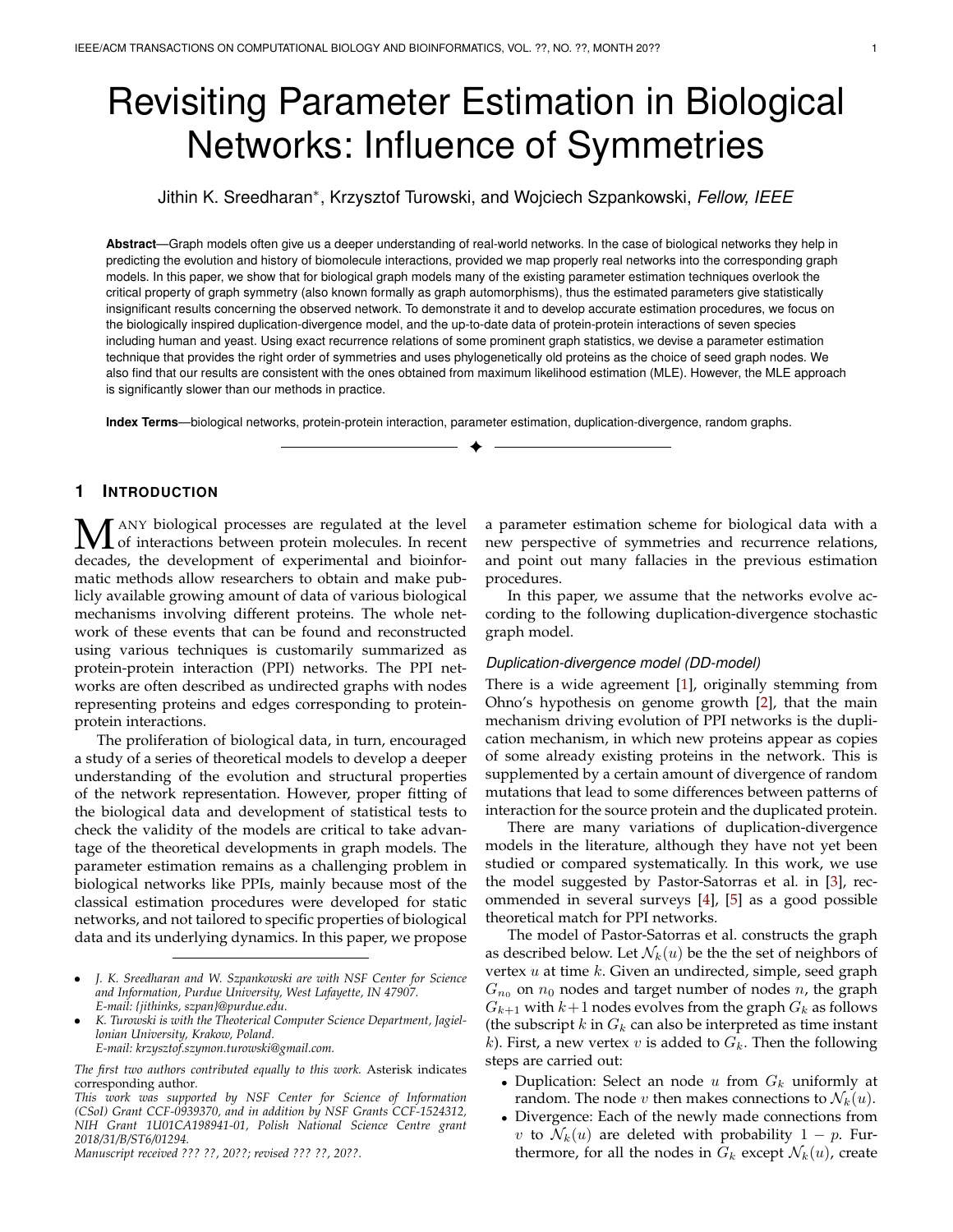# Revisiting Parameter Estimation in Biological Networks: Influence of Symmetries

Jithin K. Sreedharan*, Krzysztof Turowski, and Wojciech Szpankowski, *Fellow, IEEE*

**Abstract**—Graph models often give us a deeper understanding of real-world networks. In the case of biological networks they help in predicting the evolution and history of biomolecule interactions, provided we map properly real networks into the corresponding graph models. In this paper, we show that for biological graph models many of the existing parameter estimation techniques overlook the critical property of graph symmetry (also known formally as graph automorphisms), thus the estimated parameters give statistically insignificant results concerning the observed network. To demonstrate it and to develop accurate estimation procedures, we focus on the biologically inspired duplication-divergence model, and the up-to-date data of protein-protein interactions of seven species including human and yeast. Using exact recurrence relations of some prominent graph statistics, we devise a parameter estimation technique that provides the right order of symmetries and uses phylogenetically old proteins as the choice of seed graph nodes. We also find that our results are consistent with the ones obtained from maximum likelihood estimation (MLE). However, the MLE approach is significantly slower than our methods in practice.

**Index Terms**—biological networks, protein-protein interaction, parameter estimation, duplication-divergence, random graphs.

---

## 1 Introduction

Many biological processes are regulated at the level of interactions between protein molecules. In recent decades, the development of experimental and bioinformatic methods allow researchers to obtain and make publicly available growing amount of data of various biological mechanisms involving different proteins. The whole network of these events that can be found and reconstructed using various techniques is customarily summarized as protein-protein interaction (PPI) networks. The PPI networks are often described as undirected graphs with nodes representing proteins and edges corresponding to protein-protein interactions.

The proliferation of biological data, in turn, encouraged a study of a series of theoretical models to develop a deeper understanding of the evolution and structural properties of the network representation. However, proper fitting of the biological data and development of statistical tests to check the validity of the models are critical to take advantage of the theoretical developments in graph models. The parameter estimation remains as a challenging problem in biological networks like PPIs, mainly because most of the classical estimation procedures were developed for static networks, and not tailored to specific properties of biological data and its underlying dynamics. In this paper, we propose a parameter estimation scheme for biological data with a new perspective of symmetries and recurrence relations, and point out many fallacies in the previous estimation procedures.

In this paper, we assume that the networks evolve according to the following duplication-divergence stochastic graph model.

### *Duplication-divergence model (DD-model)*

There is a wide agreement [1], originally stemming from Ohno's hypothesis on genome growth [2], that the main mechanism driving evolution of PPI networks is the duplication mechanism, in which new proteins appear as copies of some already existing proteins in the network. This is supplemented by a certain amount of divergence of random mutations that lead to some differences between patterns of interaction for the source protein and the duplicated protein.

There are many variations of duplication-divergence models in the literature, although they have not yet been studied or compared systematically. In this work, we use the model suggested by Pastor-Satorras et al. in [3], recommended in several surveys [4], [5] as a good possible theoretical match for PPI networks.

The model of Pastor-Satorras et al. constructs the graph as described below. Let $\mathcal{N}_k(u)$ be the the set of neighbors of vertex $u$ at time $k$. Given an undirected, simple, seed graph $G_{n_0}$ on $n_0$ nodes and target number of nodes $n$, the graph $G_{k+1}$ with $k+1$ nodes evolves from the graph $G_k$ as follows (the subscript $k$ in $G_k$ can also be interpreted as time instant $k$). First, a new vertex $v$ is added to $G_k$. Then the following steps are carried out:

- Duplication: Select an node $u$ from $G_k$ uniformly at random. The node $v$ then makes connections to $\mathcal{N}_k(u)$.
- Divergence: Each of the newly made connections from $v$ to $\mathcal{N}_k(u)$ are deleted with probability $1-p$. Furthermore, for all the nodes in $G_k$ except $\mathcal{N}_k(u)$, create

---

- *J. K. Sreedharan and W. Szpankowski are with NSF Center for Science and Information, Purdue University, West Lafayette, IN 47907. E-mail: {jithinks, szpan}@purdue.edu.*
- *K. Turowski is with the Theoretical Computer Science Department, Jagiellonian University, Krakow, Poland. E-mail: krzysztof.szymon.turowski@gmail.com.*

*The first two authors contributed equally to this work.* Asterisk indicates corresponding author.

*This work was supported by NSF Center for Science of Information (CSoI) Grant CCF-0939370, and in addition by NSF Grants CCF-1524312, NIH Grant 1U01CA198941-01, Polish National Science Centre grant 2018/31/B/ST6/01294.*

*Manuscript received ??? ??, 20??; revised ??? ??, 20??.*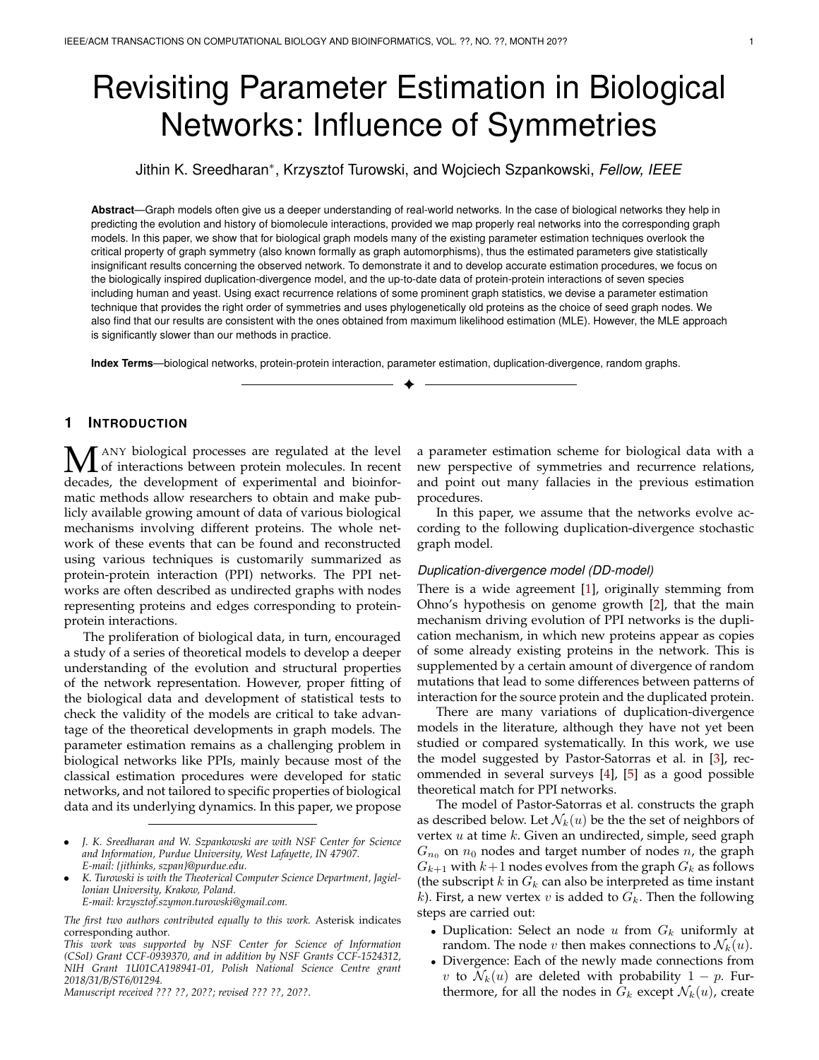# Revisiting Parameter Estimation in Biological Networks: Influence of Symmetries

Jithin K. Sreedharan*, Krzysztof Turowski, and Wojciech Szpankowski, *Fellow, IEEE*

**Abstract**—Graph models often give us a deeper understanding of real-world networks. In the case of biological networks they help in predicting the evolution and history of biomolecule interactions, provided we map properly real networks into the corresponding graph models. In this paper, we show that for biological graph models many of the existing parameter estimation techniques overlook the critical property of graph symmetry (also known formally as graph automorphisms), thus the estimated parameters give statistically insignificant results concerning the observed network. To demonstrate it and to develop accurate estimation procedures, we focus on the biologically inspired duplication-divergence model, and the up-to-date data of protein-protein interactions of seven species including human and yeast. Using exact recurrence relations of some prominent graph statistics, we devise a parameter estimation technique that provides the right order of symmetries and uses phylogenetically old proteins as the choice of seed graph nodes. We also find that our results are consistent with the ones obtained from maximum likelihood estimation (MLE). However, the MLE approach is significantly slower than our methods in practice.

**Index Terms**—biological networks, protein-protein interaction, parameter estimation, duplication-divergence, random graphs.

---

## 1 Introduction

Many biological processes are regulated at the level of interactions between protein molecules. In recent decades, the development of experimental and bioinformatic methods allow researchers to obtain and make publicly available growing amount of data of various biological mechanisms involving different proteins. The whole network of these events that can be found and reconstructed using various techniques is customarily summarized as protein-protein interaction (PPI) networks. The PPI networks are often described as undirected graphs with nodes representing proteins and edges corresponding to protein-protein interactions.

The proliferation of biological data, in turn, encouraged a study of a series of theoretical models to develop a deeper understanding of the evolution and structural properties of the network representation. However, proper fitting of the biological data and development of statistical tests to check the validity of the models are critical to take advantage of the theoretical developments in graph models. The parameter estimation remains as a challenging problem in biological networks like PPIs, mainly because most of the classical estimation procedures were developed for static networks, and not tailored to specific properties of biological data and its underlying dynamics. In this paper, we propose a parameter estimation scheme for biological data with a new perspective of symmetries and recurrence relations, and point out many fallacies in the previous estimation procedures.

In this paper, we assume that the networks evolve according to the following duplication-divergence stochastic graph model.

### *Duplication-divergence model (DD-model)*

There is a wide agreement [1], originally stemming from Ohno's hypothesis on genome growth [2], that the main mechanism driving evolution of PPI networks is the duplication mechanism, in which new proteins appear as copies of some already existing proteins in the network. This is supplemented by a certain amount of divergence of random mutations that lead to some differences between patterns of interaction for the source protein and the duplicated protein.

There are many variations of duplication-divergence models in the literature, although they have not yet been studied or compared systematically. In this work, we use the model suggested by Pastor-Satorras et al. in [3], recommended in several surveys [4], [5] as a good possible theoretical match for PPI networks.

The model of Pastor-Satorras et al. constructs the graph as described below. Let $\mathcal{N}_k(u)$ be the the set of neighbors of vertex $u$ at time $k$. Given an undirected, simple, seed graph $G_{n_0}$ on $n_0$ nodes and target number of nodes $n$, the graph $G_{k+1}$ with $k+1$ nodes evolves from the graph $G_k$ as follows (the subscript $k$ in $G_k$ can also be interpreted as time instant $k$). First, a new vertex $v$ is added to $G_k$. Then the following steps are carried out:

- Duplication: Select an node $u$ from $G_k$ uniformly at random. The node $v$ then makes connections to $\mathcal{N}_k(u)$.
- Divergence: Each of the newly made connections from $v$ to $\mathcal{N}_k(u)$ are deleted with probability $1-p$. Furthermore, for all the nodes in $G_k$ except $\mathcal{N}_k(u)$, create

---

- *J. K. Sreedharan and W. Szpankowski are with NSF Center for Science and Information, Purdue University, West Lafayette, IN 47907. E-mail: {jithinks, szpan}@purdue.edu.*
- *K. Turowski is with the Theoretical Computer Science Department, Jagiellonian University, Krakow, Poland. E-mail: krzysztof.szymon.turowski@gmail.com.*

*The first two authors contributed equally to this work.* Asterisk indicates corresponding author.

*This work was supported by NSF Center for Science of Information (CSoI) Grant CCF-0939370, and in addition by NSF Grants CCF-1524312, NIH Grant 1U01CA198941-01, Polish National Science Centre grant 2018/31/B/ST6/01294.*

*Manuscript received ??? ??, 20??; revised ??? ??, 20??.*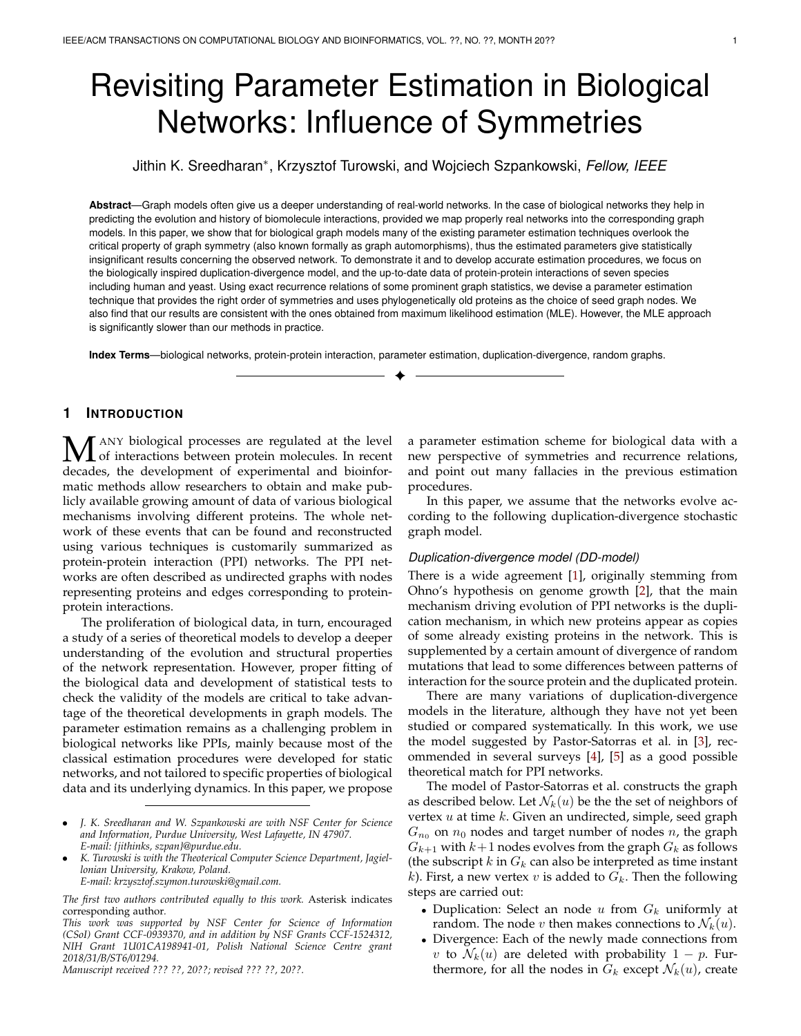# Revisiting Parameter Estimation in Biological Networks: Influence of Symmetries

Jithin K. Sreedharan*, Krzysztof Turowski, and Wojciech Szpankowski, *Fellow, IEEE*

**Abstract**—Graph models often give us a deeper understanding of real-world networks. In the case of biological networks they help in predicting the evolution and history of biomolecule interactions, provided we map properly real networks into the corresponding graph models. In this paper, we show that for biological graph models many of the existing parameter estimation techniques overlook the critical property of graph symmetry (also known formally as graph automorphisms), thus the estimated parameters give statistically insignificant results concerning the observed network. To demonstrate it and to develop accurate estimation procedures, we focus on the biologically inspired duplication-divergence model, and the up-to-date data of protein-protein interactions of seven species including human and yeast. Using exact recurrence relations of some prominent graph statistics, we devise a parameter estimation technique that provides the right order of symmetries and uses phylogenetically old proteins as the choice of seed graph nodes. We also find that our results are consistent with the ones obtained from maximum likelihood estimation (MLE). However, the MLE approach is significantly slower than our methods in practice.

**Index Terms**—biological networks, protein-protein interaction, parameter estimation, duplication-divergence, random graphs.

---

## 1 Introduction

Many biological processes are regulated at the level of interactions between protein molecules. In recent decades, the development of experimental and bioinformatic methods allow researchers to obtain and make publicly available growing amount of data of various biological mechanisms involving different proteins. The whole network of these events that can be found and reconstructed using various techniques is customarily summarized as protein-protein interaction (PPI) networks. The PPI networks are often described as undirected graphs with nodes representing proteins and edges corresponding to protein-protein interactions.

The proliferation of biological data, in turn, encouraged a study of a series of theoretical models to develop a deeper understanding of the evolution and structural properties of the network representation. However, proper fitting of the biological data and development of statistical tests to check the validity of the models are critical to take advantage of the theoretical developments in graph models. The parameter estimation remains as a challenging problem in biological networks like PPIs, mainly because most of the classical estimation procedures were developed for static networks, and not tailored to specific properties of biological data and its underlying dynamics. In this paper, we propose a parameter estimation scheme for biological data with a new perspective of symmetries and recurrence relations, and point out many fallacies in the previous estimation procedures.

In this paper, we assume that the networks evolve according to the following duplication-divergence stochastic graph model.

### Duplication-divergence model (DD-model)

There is a wide agreement [1], originally stemming from Ohno's hypothesis on genome growth [2], that the main mechanism driving evolution of PPI networks is the duplication mechanism, in which new proteins appear as copies of some already existing proteins in the network. This is supplemented by a certain amount of divergence of random mutations that lead to some differences between patterns of interaction for the source protein and the duplicated protein.

There are many variations of duplication-divergence models in the literature, although they have not yet been studied or compared systematically. In this work, we use the model suggested by Pastor-Satorras et al. in [3], recommended in several surveys [4], [5] as a good possible theoretical match for PPI networks.

The model of Pastor-Satorras et al. constructs the graph as described below. Let $\mathcal{N}_k(u)$ be the the set of neighbors of vertex $u$ at time $k$. Given an undirected, simple, seed graph $G_{n_0}$ on $n_0$ nodes and target number of nodes $n$, the graph $G_{k+1}$ with $k+1$ nodes evolves from the graph $G_k$ as follows (the subscript $k$ in $G_k$ can also be interpreted as time instant $k$). First, a new vertex $v$ is added to $G_k$. Then the following steps are carried out:

- Duplication: Select an node $u$ from $G_k$ uniformly at random. The node $v$ then makes connections to $\mathcal{N}_k(u)$.
- Divergence: Each of the newly made connections from $v$ to $\mathcal{N}_k(u)$ are deleted with probability $1-p$. Furthermore, for all the nodes in $G_k$ except $\mathcal{N}_k(u)$, create

---

- *J. K. Sreedharan and W. Szpankowski are with NSF Center for Science and Information, Purdue University, West Lafayette, IN 47907. E-mail: {jithinks, szpan}@purdue.edu.*
- *K. Turowski is with the Theoretical Computer Science Department, Jagiellonian University, Krakow, Poland. E-mail: krzysztof.szymon.turowski@gmail.com.*

*The first two authors contributed equally to this work.* Asterisk indicates corresponding author.

*This work was supported by NSF Center for Science of Information (CSoI) Grant CCF-0939370, and in addition by NSF Grants CCF-1524312, NIH Grant 1U01CA198941-01, Polish National Science Centre grant 2018/31/B/ST6/01294.*

*Manuscript received ??? ??, 20??; revised ??? ??, 20??.*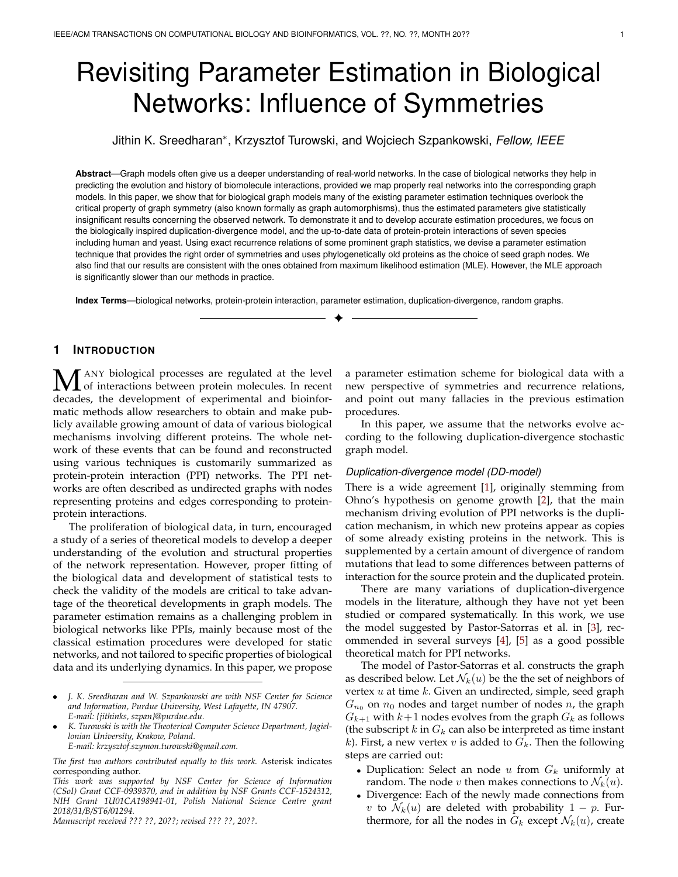# Revisiting Parameter Estimation in Biological Networks: Influence of Symmetries

Jithin K. Sreedharan*, Krzysztof Turowski, and Wojciech Szpankowski, *Fellow, IEEE*

**Abstract**—Graph models often give us a deeper understanding of real-world networks. In the case of biological networks they help in predicting the evolution and history of biomolecule interactions, provided we map properly real networks into the corresponding graph models. In this paper, we show that for biological graph models many of the existing parameter estimation techniques overlook the critical property of graph symmetry (also known formally as graph automorphisms), thus the estimated parameters give statistically insignificant results concerning the observed network. To demonstrate it and to develop accurate estimation procedures, we focus on the biologically inspired duplication-divergence model, and the up-to-date data of protein-protein interactions of seven species including human and yeast. Using exact recurrence relations of some prominent graph statistics, we devise a parameter estimation technique that provides the right order of symmetries and uses phylogenetically old proteins as the choice of seed graph nodes. We also find that our results are consistent with the ones obtained from maximum likelihood estimation (MLE). However, the MLE approach is significantly slower than our methods in practice.

**Index Terms**—biological networks, protein-protein interaction, parameter estimation, duplication-divergence, random graphs.

## 1 Introduction

Many biological processes are regulated at the level of interactions between protein molecules. In recent decades, the development of experimental and bioinformatic methods allow researchers to obtain and make publicly available growing amount of data of various biological mechanisms involving different proteins. The whole network of these events that can be found and reconstructed using various techniques is customarily summarized as protein-protein interaction (PPI) networks. The PPI networks are often described as undirected graphs with nodes representing proteins and edges corresponding to protein-protein interactions.

The proliferation of biological data, in turn, encouraged a study of a series of theoretical models to develop a deeper understanding of the evolution and structural properties of the network representation. However, proper fitting of the biological data and development of statistical tests to check the validity of the models are critical to take advantage of the theoretical developments in graph models. The parameter estimation remains as a challenging problem in biological networks like PPIs, mainly because most of the classical estimation procedures were developed for static networks, and not tailored to specific properties of biological data and its underlying dynamics. In this paper, we propose a parameter estimation scheme for biological data with a new perspective of symmetries and recurrence relations, and point out many fallacies in the previous estimation procedures.

In this paper, we assume that the networks evolve according to the following duplication-divergence stochastic graph model.

### Duplication-divergence model (DD-model)

There is a wide agreement [1], originally stemming from Ohno's hypothesis on genome growth [2], that the main mechanism driving evolution of PPI networks is the duplication mechanism, in which new proteins appear as copies of some already existing proteins in the network. This is supplemented by a certain amount of divergence of random mutations that lead to some differences between patterns of interaction for the source protein and the duplicated protein.

There are many variations of duplication-divergence models in the literature, although they have not yet been studied or compared systematically. In this work, we use the model suggested by Pastor-Satorras et al. in [3], recommended in several surveys [4], [5] as a good possible theoretical match for PPI networks.

The model of Pastor-Satorras et al. constructs the graph as described below. Let $\mathcal{N}_k(u)$ be the the set of neighbors of vertex $u$ at time $k$. Given an undirected, simple, seed graph $G_{n_0}$ on $n_0$ nodes and target number of nodes $n$, the graph $G_{k+1}$ with $k+1$ nodes evolves from the graph $G_k$ as follows (the subscript $k$ in $G_k$ can also be interpreted as time instant $k$). First, a new vertex $v$ is added to $G_k$. Then the following steps are carried out:

- Duplication: Select an node $u$ from $G_k$ uniformly at random. The node $v$ then makes connections to $\mathcal{N}_k(u)$.
- Divergence: Each of the newly made connections from $v$ to $\mathcal{N}_k(u)$ are deleted with probability $1 - p$. Furthermore, for all the nodes in $G_k$ except $\mathcal{N}_k(u)$, create

---

- *J. K. Sreedharan and W. Szpankowski are with NSF Center for Science and Information, Purdue University, West Lafayette, IN 47907. E-mail: {jithinks, szpan}@purdue.edu.*
- *K. Turowski is with the Theoretical Computer Science Department, Jagiellonian University, Krakow, Poland. E-mail: krzysztof.szymon.turowski@gmail.com.*

*The first two authors contributed equally to this work.* Asterisk indicates corresponding author.
*This work was supported by NSF Center for Science of Information (CSoI) Grant CCF-0939370, and in addition by NSF Grants CCF-1524312, NIH Grant 1U01CA198941-01, Polish National Science Centre grant 2018/31/B/ST6/01294.*
*Manuscript received ??? ??, 20??; revised ??? ??, 20??.*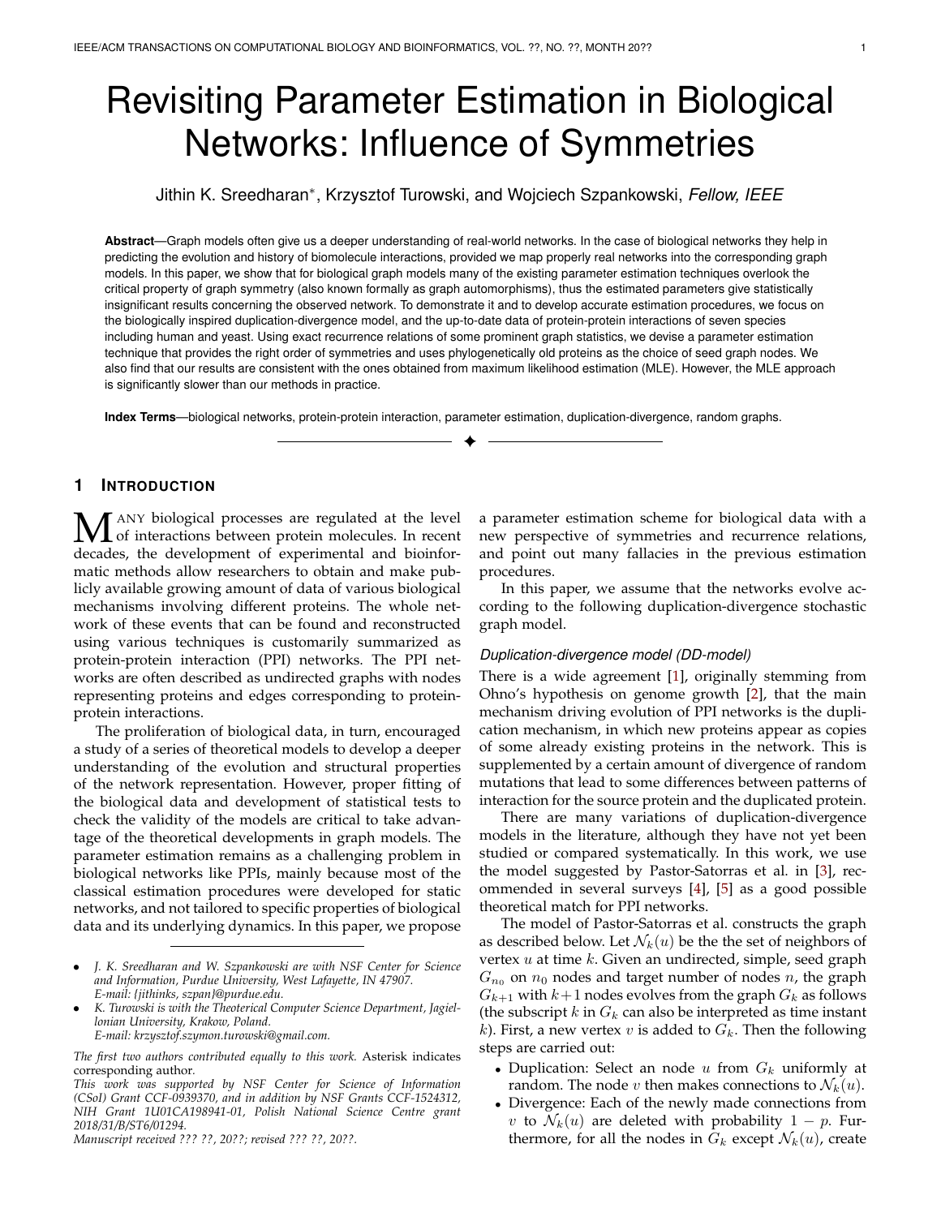# Revisiting Parameter Estimation in Biological Networks: Influence of Symmetries

Jithin K. Sreedharan*, Krzysztof Turowski, and Wojciech Szpankowski, *Fellow, IEEE*

**Abstract**—Graph models often give us a deeper understanding of real-world networks. In the case of biological networks they help in predicting the evolution and history of biomolecule interactions, provided we map properly real networks into the corresponding graph models. In this paper, we show that for biological graph models many of the existing parameter estimation techniques overlook the critical property of graph symmetry (also known formally as graph automorphisms), thus the estimated parameters give statistically insignificant results concerning the observed network. To demonstrate it and to develop accurate estimation procedures, we focus on the biologically inspired duplication-divergence model, and the up-to-date data of protein-protein interactions of seven species including human and yeast. Using exact recurrence relations of some prominent graph statistics, we devise a parameter estimation technique that provides the right order of symmetries and uses phylogenetically old proteins as the choice of seed graph nodes. We also find that our results are consistent with the ones obtained from maximum likelihood estimation (MLE). However, the MLE approach is significantly slower than our methods in practice.

**Index Terms**—biological networks, protein-protein interaction, parameter estimation, duplication-divergence, random graphs.

## 1 Introduction

Many biological processes are regulated at the level of interactions between protein molecules. In recent decades, the development of experimental and bioinformatic methods allow researchers to obtain and make publicly available growing amount of data of various biological mechanisms involving different proteins. The whole network of these events that can be found and reconstructed using various techniques is customarily summarized as protein-protein interaction (PPI) networks. The PPI networks are often described as undirected graphs with nodes representing proteins and edges corresponding to protein-protein interactions.

The proliferation of biological data, in turn, encouraged a study of a series of theoretical models to develop a deeper understanding of the evolution and structural properties of the network representation. However, proper fitting of the biological data and development of statistical tests to check the validity of the models are critical to take advantage of the theoretical developments in graph models. The parameter estimation remains as a challenging problem in biological networks like PPIs, mainly because most of the classical estimation procedures were developed for static networks, and not tailored to specific properties of biological data and its underlying dynamics. In this paper, we propose a parameter estimation scheme for biological data with a new perspective of symmetries and recurrence relations, and point out many fallacies in the previous estimation procedures.

In this paper, we assume that the networks evolve according to the following duplication-divergence stochastic graph model.

### Duplication-divergence model (DD-model)

There is a wide agreement [1], originally stemming from Ohno's hypothesis on genome growth [2], that the main mechanism driving evolution of PPI networks is the duplication mechanism, in which new proteins appear as copies of some already existing proteins in the network. This is supplemented by a certain amount of divergence of random mutations that lead to some differences between patterns of interaction for the source protein and the duplicated protein.

There are many variations of duplication-divergence models in the literature, although they have not yet been studied or compared systematically. In this work, we use the model suggested by Pastor-Satorras et al. in [3], recommended in several surveys [4], [5] as a good possible theoretical match for PPI networks.

The model of Pastor-Satorras et al. constructs the graph as described below. Let $\mathcal{N}_k(u)$ be the the set of neighbors of vertex $u$ at time $k$. Given an undirected, simple, seed graph $G_{n_0}$ on $n_0$ nodes and target number of nodes $n$, the graph $G_{k+1}$ with $k+1$ nodes evolves from the graph $G_k$ as follows (the subscript $k$ in $G_k$ can also be interpreted as time instant $k$). First, a new vertex $v$ is added to $G_k$. Then the following steps are carried out:

- Duplication: Select an node $u$ from $G_k$ uniformly at random. The node $v$ then makes connections to $\mathcal{N}_k(u)$.
- Divergence: Each of the newly made connections from $v$ to $\mathcal{N}_k(u)$ are deleted with probability $1-p$. Furthermore, for all the nodes in $G_k$ except $\mathcal{N}_k(u)$, create

---

- *J. K. Sreedharan and W. Szpankowski are with NSF Center for Science and Information, Purdue University, West Lafayette, IN 47907. E-mail: {jithinks, szpan}@purdue.edu.*
- *K. Turowski is with the Theoretical Computer Science Department, Jagiellonian University, Krakow, Poland. E-mail: krzysztof.szymon.turowski@gmail.com.*

*The first two authors contributed equally to this work.* Asterisk indicates corresponding author.

*This work was supported by NSF Center for Science of Information (CSoI) Grant CCF-0939370, and in addition by NSF Grants CCF-1524312, NIH Grant 1U01CA198941-01, Polish National Science Centre grant 2018/31/B/ST6/01294.*

*Manuscript received ??? ??, 20??; revised ??? ??, 20??.*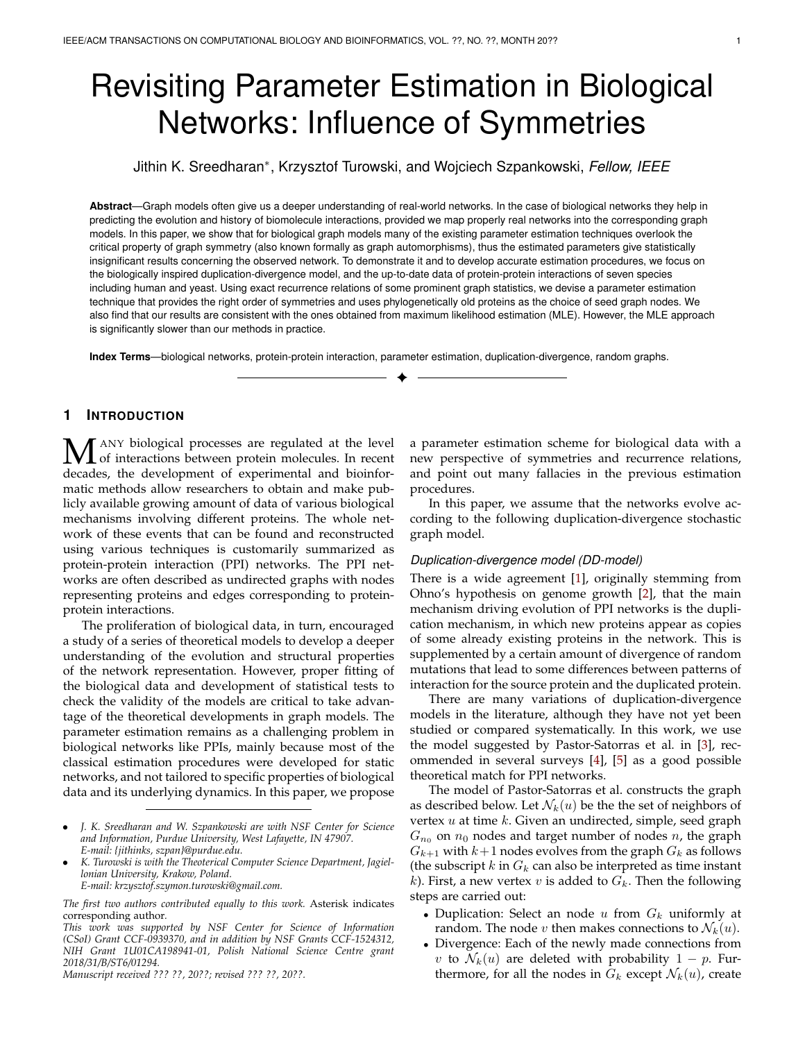# Revisiting Parameter Estimation in Biological Networks: Influence of Symmetries

Jithin K. Sreedharan*, Krzysztof Turowski, and Wojciech Szpankowski, *Fellow, IEEE*

**Abstract**—Graph models often give us a deeper understanding of real-world networks. In the case of biological networks they help in predicting the evolution and history of biomolecule interactions, provided we map properly real networks into the corresponding graph models. In this paper, we show that for biological graph models many of the existing parameter estimation techniques overlook the critical property of graph symmetry (also known formally as graph automorphisms), thus the estimated parameters give statistically insignificant results concerning the observed network. To demonstrate it and to develop accurate estimation procedures, we focus on the biologically inspired duplication-divergence model, and the up-to-date data of protein-protein interactions of seven species including human and yeast. Using exact recurrence relations of some prominent graph statistics, we devise a parameter estimation technique that provides the right order of symmetries and uses phylogenetically old proteins as the choice of seed graph nodes. We also find that our results are consistent with the ones obtained from maximum likelihood estimation (MLE). However, the MLE approach is significantly slower than our methods in practice.

**Index Terms**—biological networks, protein-protein interaction, parameter estimation, duplication-divergence, random graphs.

## 1 Introduction

Many biological processes are regulated at the level of interactions between protein molecules. In recent decades, the development of experimental and bioinformatic methods allow researchers to obtain and make publicly available growing amount of data of various biological mechanisms involving different proteins. The whole network of these events that can be found and reconstructed using various techniques is customarily summarized as protein-protein interaction (PPI) networks. The PPI networks are often described as undirected graphs with nodes representing proteins and edges corresponding to protein-protein interactions.

The proliferation of biological data, in turn, encouraged a study of a series of theoretical models to develop a deeper understanding of the evolution and structural properties of the network representation. However, proper fitting of the biological data and development of statistical tests to check the validity of the models are critical to take advantage of the theoretical developments in graph models. The parameter estimation remains as a challenging problem in biological networks like PPIs, mainly because most of the classical estimation procedures were developed for static networks, and not tailored to specific properties of biological data and its underlying dynamics. In this paper, we propose a parameter estimation scheme for biological data with a new perspective of symmetries and recurrence relations, and point out many fallacies in the previous estimation procedures.

In this paper, we assume that the networks evolve according to the following duplication-divergence stochastic graph model.

### *Duplication-divergence model (DD-model)*

There is a wide agreement [1], originally stemming from Ohno's hypothesis on genome growth [2], that the main mechanism driving evolution of PPI networks is the duplication mechanism, in which new proteins appear as copies of some already existing proteins in the network. This is supplemented by a certain amount of divergence of random mutations that lead to some differences between patterns of interaction for the source protein and the duplicated protein.

There are many variations of duplication-divergence models in the literature, although they have not yet been studied or compared systematically. In this work, we use the model suggested by Pastor-Satorras et al. in [3], recommended in several surveys [4], [5] as a good possible theoretical match for PPI networks.

The model of Pastor-Satorras et al. constructs the graph as described below. Let $\mathcal{N}_k(u)$ be the the set of neighbors of vertex $u$ at time $k$. Given an undirected, simple, seed graph $G_{n_0}$ on $n_0$ nodes and target number of nodes $n$, the graph $G_{k+1}$ with $k+1$ nodes evolves from the graph $G_k$ as follows (the subscript $k$ in $G_k$ can also be interpreted as time instant $k$). First, a new vertex $v$ is added to $G_k$. Then the following steps are carried out:

- Duplication: Select an node $u$ from $G_k$ uniformly at random. The node $v$ then makes connections to $\mathcal{N}_k(u)$.
- Divergence: Each of the newly made connections from $v$ to $\mathcal{N}_k(u)$ are deleted with probability $1-p$. Furthermore, for all the nodes in $G_k$ except $\mathcal{N}_k(u)$, create

---

- *J. K. Sreedharan and W. Szpankowski are with NSF Center for Science and Information, Purdue University, West Lafayette, IN 47907. E-mail: {jithinks, szpan}@purdue.edu.*
- *K. Turowski is with the Theoretical Computer Science Department, Jagiellonian University, Krakow, Poland. E-mail: krzysztof.szymon.turowski@gmail.com.*

*The first two authors contributed equally to this work.* Asterisk indicates corresponding author.
*This work was supported by NSF Center for Science of Information (CSoI) Grant CCF-0939370, and in addition by NSF Grants CCF-1524312, NIH Grant 1U01CA198941-01, Polish National Science Centre grant 2018/31/B/ST6/01294.*
*Manuscript received ??? ??, 20??; revised ??? ??, 20??.*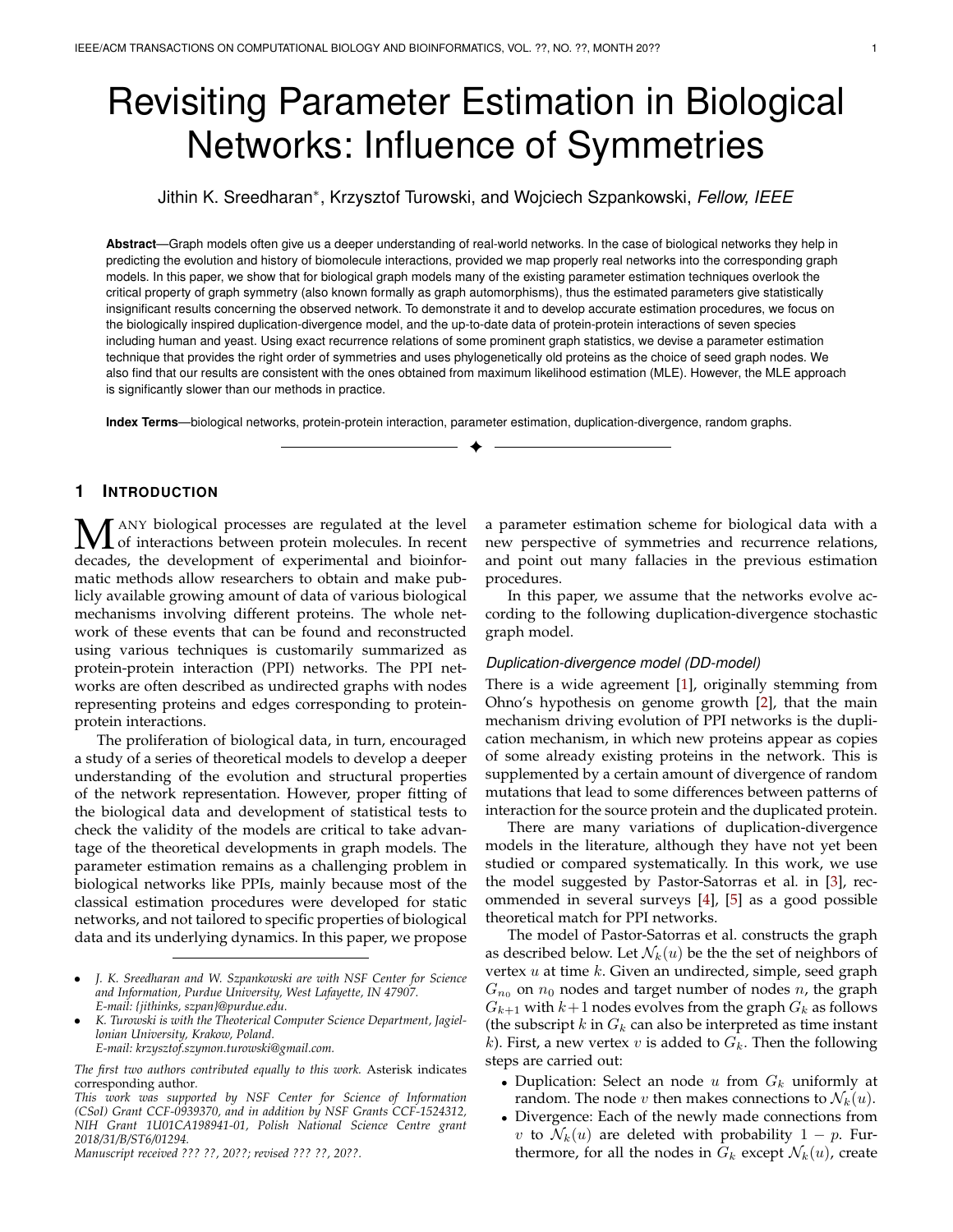# Revisiting Parameter Estimation in Biological Networks: Influence of Symmetries

Jithin K. Sreedharan*, Krzysztof Turowski, and Wojciech Szpankowski, *Fellow, IEEE*

**Abstract**—Graph models often give us a deeper understanding of real-world networks. In the case of biological networks they help in predicting the evolution and history of biomolecule interactions, provided we map properly real networks into the corresponding graph models. In this paper, we show that for biological graph models many of the existing parameter estimation techniques overlook the critical property of graph symmetry (also known formally as graph automorphisms), thus the estimated parameters give statistically insignificant results concerning the observed network. To demonstrate it and to develop accurate estimation procedures, we focus on the biologically inspired duplication-divergence model, and the up-to-date data of protein-protein interactions of seven species including human and yeast. Using exact recurrence relations of some prominent graph statistics, we devise a parameter estimation technique that provides the right order of symmetries and uses phylogenetically old proteins as the choice of seed graph nodes. We also find that our results are consistent with the ones obtained from maximum likelihood estimation (MLE). However, the MLE approach is significantly slower than our methods in practice.

**Index Terms**—biological networks, protein-protein interaction, parameter estimation, duplication-divergence, random graphs.

## 1 Introduction

Many biological processes are regulated at the level of interactions between protein molecules. In recent decades, the development of experimental and bioinformatic methods allow researchers to obtain and make publicly available growing amount of data of various biological mechanisms involving different proteins. The whole network of these events that can be found and reconstructed using various techniques is customarily summarized as protein-protein interaction (PPI) networks. The PPI networks are often described as undirected graphs with nodes representing proteins and edges corresponding to protein-protein interactions.

The proliferation of biological data, in turn, encouraged a study of a series of theoretical models to develop a deeper understanding of the evolution and structural properties of the network representation. However, proper fitting of the biological data and development of statistical tests to check the validity of the models are critical to take advantage of the theoretical developments in graph models. The parameter estimation remains as a challenging problem in biological networks like PPIs, mainly because most of the classical estimation procedures were developed for static networks, and not tailored to specific properties of biological data and its underlying dynamics. In this paper, we propose a parameter estimation scheme for biological data with a new perspective of symmetries and recurrence relations, and point out many fallacies in the previous estimation procedures.

In this paper, we assume that the networks evolve according to the following duplication-divergence stochastic graph model.

### *Duplication-divergence model (DD-model)*

There is a wide agreement [1], originally stemming from Ohno's hypothesis on genome growth [2], that the main mechanism driving evolution of PPI networks is the duplication mechanism, in which new proteins appear as copies of some already existing proteins in the network. This is supplemented by a certain amount of divergence of random mutations that lead to some differences between patterns of interaction for the source protein and the duplicated protein.

There are many variations of duplication-divergence models in the literature, although they have not yet been studied or compared systematically. In this work, we use the model suggested by Pastor-Satorras et al. in [3], recommended in several surveys [4], [5] as a good possible theoretical match for PPI networks.

The model of Pastor-Satorras et al. constructs the graph as described below. Let $\mathcal{N}_k(u)$ be the the set of neighbors of vertex $u$ at time $k$. Given an undirected, simple, seed graph $G_{n_0}$ on $n_0$ nodes and target number of nodes $n$, the graph $G_{k+1}$ with $k+1$ nodes evolves from the graph $G_k$ as follows (the subscript $k$ in $G_k$ can also be interpreted as time instant $k$). First, a new vertex $v$ is added to $G_k$. Then the following steps are carried out:

- Duplication: Select an node $u$ from $G_k$ uniformly at random. The node $v$ then makes connections to $\mathcal{N}_k(u)$.
- Divergence: Each of the newly made connections from $v$ to $\mathcal{N}_k(u)$ are deleted with probability $1 - p$. Furthermore, for all the nodes in $G_k$ except $\mathcal{N}_k(u)$, create

---

- *J. K. Sreedharan and W. Szpankowski are with NSF Center for Science and Information, Purdue University, West Lafayette, IN 47907. E-mail: {jithinks, szpan}@purdue.edu.*
- *K. Turowski is with the Theoretical Computer Science Department, Jagiellonian University, Krakow, Poland. E-mail: krzysztof.szymon.turowski@gmail.com.*

*The first two authors contributed equally to this work.* Asterisk indicates corresponding author.

*This work was supported by NSF Center for Science of Information (CSoI) Grant CCF-0939370, and in addition by NSF Grants CCF-1524312, NIH Grant 1U01CA198941-01, Polish National Science Centre grant 2018/31/B/ST6/01294.*

*Manuscript received ??? ??, 20??; revised ??? ??, 20??.*